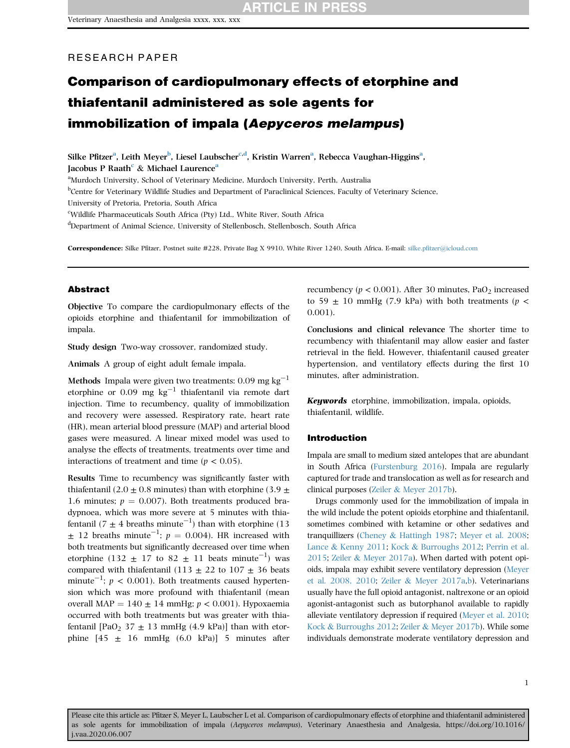RESEARCH PAPER

# Comparison of cardiopulmonary effects of etorphine and thiafentanil administered as sole agents for immobilization of impala (*Aepyceros melampus*)

Silke Pfitzer[a], Leith Meyer[b], Liesel Laubscher[c,d], Kristin Warren[a], Rebecca Vaughan-Higgins[a], Jacobus P Raath[c] & Michael Laurence[a]

[a]Murdoch University, School of Veterinary Medicine, Murdoch University, Perth, Australia

[b]Centre for Veterinary Wildlife Studies and Department of Paraclinical Sciences, Faculty of Veterinary Science, University of Pretoria, Pretoria, South Africa

[c]Wildlife Pharmaceuticals South Africa (Pty) Ltd., White River, South Africa

[d]Department of Animal Science, University of Stellenbosch, Stellenbosch, South Africa

**Correspondence:** Silke Pfitzer, Postnet suite #228, Private Bag X 9910, White River 1240, South Africa. E-mail: silke.pfitzer@icloud.com

## Abstract

**Objective** To compare the cardiopulmonary effects of the opioids etorphine and thiafentanil for immobilization of impala.

**Study design** Two-way crossover, randomized study.

**Animals** A group of eight adult female impala.

**Methods** Impala were given two treatments: 0.09 mg kg$^{-1}$ etorphine or 0.09 mg kg$^{-1}$ thiafentanil via remote dart injection. Time to recumbency, quality of immobilization and recovery were assessed. Respiratory rate, heart rate (HR), mean arterial blood pressure (MAP) and arterial blood gases were measured. A linear mixed model was used to analyse the effects of treatments, treatments over time and interactions of treatment and time ($p < 0.05$).

**Results** Time to recumbency was significantly faster with thiafentanil (2.0 ± 0.8 minutes) than with etorphine (3.9 ± 1.6 minutes; $p = 0.007$). Both treatments produced bradypnoea, which was more severe at 5 minutes with thiafentanil (7 ± 4 breaths minute$^{-1}$) than with etorphine (13 ± 12 breaths minute$^{-1}$; $p = 0.004$). HR increased with both treatments but significantly decreased over time when etorphine (132 ± 17 to 82 ± 11 beats minute$^{-1}$) was compared with thiafentanil (113 ± 22 to 107 ± 36 beats minute$^{-1}$; $p < 0.001$). Both treatments caused hypertension which was more profound with thiafentanil (mean overall MAP = 140 ± 14 mmHg; $p < 0.001$). Hypoxaemia occurred with both treatments but was greater with thiafentanil [$PaO_2$ 37 ± 13 mmHg (4.9 kPa)] than with etorphine [45 ± 16 mmHg (6.0 kPa)] 5 minutes after recumbency ($p < 0.001$). After 30 minutes, $PaO_2$ increased to 59 ± 10 mmHg (7.9 kPa) with both treatments ($p < 0.001$).

**Conclusions and clinical relevance** The shorter time to recumbency with thiafentanil may allow easier and faster retrieval in the field. However, thiafentanil caused greater hypertension, and ventilatory effects during the first 10 minutes, after administration.

***Keywords*** etorphine, immobilization, impala, opioids, thiafentanil, wildlife.

## Introduction

Impala are small to medium sized antelopes that are abundant in South Africa (Furstenburg 2016). Impala are regularly captured for trade and translocation as well as for research and clinical purposes (Zeiler & Meyer 2017b).

Drugs commonly used for the immobilization of impala in the wild include the potent opioids etorphine and thiafentanil, sometimes combined with ketamine or other sedatives and tranquillizers (Cheney & Hattingh 1987; Meyer et al. 2008; Lance & Kenny 2011; Kock & Burroughs 2012; Perrin et al. 2015; Zeiler & Meyer 2017a). When darted with potent opioids, impala may exhibit severe ventilatory depression (Meyer et al. 2008, 2010; Zeiler & Meyer 2017a,b). Veterinarians usually have the full opioid antagonist, naltrexone or an opioid agonist-antagonist such as butorphanol available to rapidly alleviate ventilatory depression if required (Meyer et al. 2010; Kock & Burroughs 2012; Zeiler & Meyer 2017b). While some individuals demonstrate moderate ventilatory depression and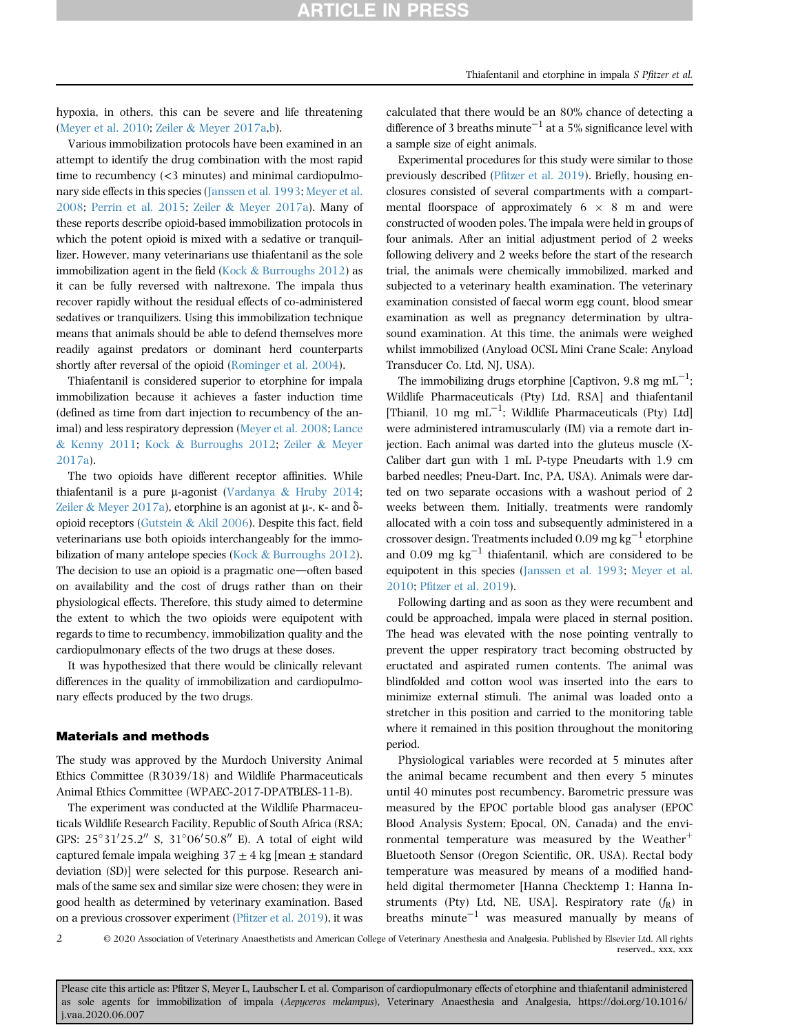hypoxia, in others, this can be severe and life threatening (Meyer et al. 2010; Zeiler & Meyer 2017a,b).

Various immobilization protocols have been examined in an attempt to identify the drug combination with the most rapid time to recumbency (<3 minutes) and minimal cardiopulmonary side effects in this species (Janssen et al. 1993; Meyer et al. 2008; Perrin et al. 2015; Zeiler & Meyer 2017a). Many of these reports describe opioid-based immobilization protocols in which the potent opioid is mixed with a sedative or tranquilizer. However, many veterinarians use thiafentanil as the sole immobilization agent in the field (Kock & Burroughs 2012) as it can be fully reversed with naltrexone. The impala thus recover rapidly without the residual effects of co-administered sedatives or tranquilizers. Using this immobilization technique means that animals should be able to defend themselves more readily against predators or dominant herd counterparts shortly after reversal of the opioid (Rominger et al. 2004).

Thiafentanil is considered superior to etorphine for impala immobilization because it achieves a faster induction time (defined as time from dart injection to recumbency of the animal) and less respiratory depression (Meyer et al. 2008; Lance & Kenny 2011; Kock & Burroughs 2012; Zeiler & Meyer 2017a).

The two opioids have different receptor affinities. While thiafentanil is a pure μ-agonist (Vardanya & Hruby 2014; Zeiler & Meyer 2017a), etorphine is an agonist at μ-, κ- and δ-opioid receptors (Gutstein & Akil 2006). Despite this fact, field veterinarians use both opioids interchangeably for the immobilization of many antelope species (Kock & Burroughs 2012). The decision to use an opioid is a pragmatic one—often based on availability and the cost of drugs rather than on their physiological effects. Therefore, this study aimed to determine the extent to which the two opioids were equipotent with regards to time to recumbency, immobilization quality and the cardiopulmonary effects of the two drugs at these doses.

It was hypothesized that there would be clinically relevant differences in the quality of immobilization and cardiopulmonary effects produced by the two drugs.

## Materials and methods

The study was approved by the Murdoch University Animal Ethics Committee (R3039/18) and Wildlife Pharmaceuticals Animal Ethics Committee (WPAEC-2017-DPATBLES-11-B).

The experiment was conducted at the Wildlife Pharmaceuticals Wildlife Research Facility, Republic of South Africa (RSA; GPS: 25°31′25.2″ S, 31°06′50.8″ E). A total of eight wild captured female impala weighing 37 ± 4 kg [mean ± standard deviation (SD)] were selected for this purpose. Research animals of the same sex and similar size were chosen; they were in good health as determined by veterinary examination. Based on a previous crossover experiment (Pfitzer et al. 2019), it was calculated that there would be an 80% chance of detecting a difference of 3 breaths minute$^{-1}$ at a 5% significance level with a sample size of eight animals.

Experimental procedures for this study were similar to those previously described (Pfitzer et al. 2019). Briefly, housing enclosures consisted of several compartments with a compartmental floorspace of approximately 6 × 8 m and were constructed of wooden poles. The impala were held in groups of four animals. After an initial adjustment period of 2 weeks following delivery and 2 weeks before the start of the research trial, the animals were chemically immobilized, marked and subjected to a veterinary health examination. The veterinary examination consisted of faecal worm egg count, blood smear examination as well as pregnancy determination by ultrasound examination. At this time, the animals were weighed whilst immobilized (Anyload OCSL Mini Crane Scale; Anyload Transducer Co. Ltd, NJ, USA).

The immobilizing drugs etorphine [Captivon, 9.8 mg mL$^{-1}$; Wildlife Pharmaceuticals (Pty) Ltd, RSA] and thiafentanil [Thianil, 10 mg mL$^{-1}$; Wildlife Pharmaceuticals (Pty) Ltd] were administered intramuscularly (IM) via a remote dart injection. Each animal was darted into the gluteus muscle (X-Caliber dart gun with 1 mL P-type Pneudarts with 1.9 cm barbed needles; Pneu-Dart. Inc, PA, USA). Animals were darted on two separate occasions with a washout period of 2 weeks between them. Initially, treatments were randomly allocated with a coin toss and subsequently administered in a crossover design. Treatments included 0.09 mg kg$^{-1}$ etorphine and 0.09 mg kg$^{-1}$ thiafentanil, which are considered to be equipotent in this species (Janssen et al. 1993; Meyer et al. 2010; Pfitzer et al. 2019).

Following darting and as soon as they were recumbent and could be approached, impala were placed in sternal position. The head was elevated with the nose pointing ventrally to prevent the upper respiratory tract becoming obstructed by eructated and aspirated rumen contents. The animal was blindfolded and cotton wool was inserted into the ears to minimize external stimuli. The animal was loaded onto a stretcher in this position and carried to the monitoring table where it remained in this position throughout the monitoring period.

Physiological variables were recorded at 5 minutes after the animal became recumbent and then every 5 minutes until 40 minutes post recumbency. Barometric pressure was measured by the EPOC portable blood gas analyser (EPOC Blood Analysis System; Epocal, ON, Canada) and the environmental temperature was measured by the Weather$^{+}$ Bluetooth Sensor (Oregon Scientific, OR, USA). Rectal body temperature was measured by means of a modified handheld digital thermometer [Hanna Checktemp 1; Hanna Instruments (Pty) Ltd, NE, USA]. Respiratory rate ($f_R$) in breaths minute$^{-1}$ was measured manually by means of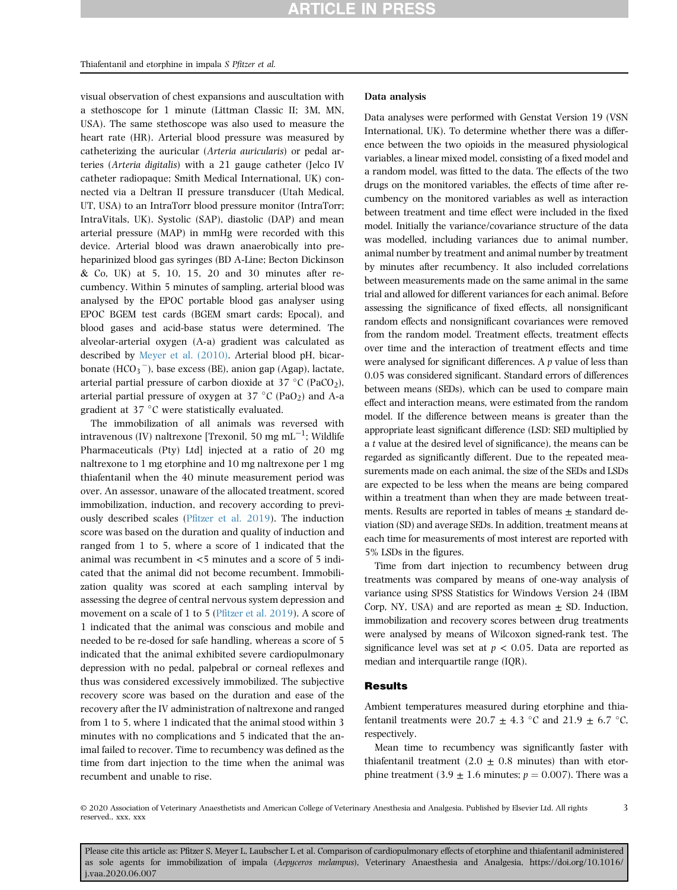visual observation of chest expansions and auscultation with a stethoscope for 1 minute (Littman Classic II; 3M, MN, USA). The same stethoscope was also used to measure the heart rate (HR). Arterial blood pressure was measured by catheterizing the auricular (*Arteria auricularis*) or pedal arteries (*Arteria digitalis*) with a 21 gauge catheter (Jelco IV catheter radiopaque; Smith Medical International, UK) connected via a Deltran II pressure transducer (Utah Medical, UT, USA) to an IntraTorr blood pressure monitor (IntraTorr; IntraVitals, UK). Systolic (SAP), diastolic (DAP) and mean arterial pressure (MAP) in mmHg were recorded with this device. Arterial blood was drawn anaerobically into pre-heparinized blood gas syringes (BD A-Line; Becton Dickinson & Co, UK) at 5, 10, 15, 20 and 30 minutes after recumbency. Within 5 minutes of sampling, arterial blood was analysed by the EPOC portable blood gas analyser using EPOC BGEM test cards (BGEM smart cards; Epocal), and blood gases and acid-base status were determined. The alveolar-arterial oxygen (A-a) gradient was calculated as described by Meyer et al. (2010). Arterial blood pH, bicarbonate ($HCO_3^-$), base excess (BE), anion gap (Agap), lactate, arterial partial pressure of carbon dioxide at 37 °C ($PaCO_2$), arterial partial pressure of oxygen at 37 °C ($PaO_2$) and A-a gradient at 37 °C were statistically evaluated.

The immobilization of all animals was reversed with intravenous (IV) naltrexone [Trexonil, 50 mg $mL^{-1}$; Wildlife Pharmaceuticals (Pty) Ltd] injected at a ratio of 20 mg naltrexone to 1 mg etorphine and 10 mg naltrexone per 1 mg thiafentanil when the 40 minute measurement period was over. An assessor, unaware of the allocated treatment, scored immobilization, induction, and recovery according to previously described scales (Pfitzer et al. 2019). The induction score was based on the duration and quality of induction and ranged from 1 to 5, where a score of 1 indicated that the animal was recumbent in <5 minutes and a score of 5 indicated that the animal did not become recumbent. Immobilization quality was scored at each sampling interval by assessing the degree of central nervous system depression and movement on a scale of 1 to 5 (Pfitzer et al. 2019). A score of 1 indicated that the animal was conscious and mobile and needed to be re-dosed for safe handling, whereas a score of 5 indicated that the animal exhibited severe cardiopulmonary depression with no pedal, palpebral or corneal reflexes and thus was considered excessively immobilized. The subjective recovery score was based on the duration and ease of the recovery after the IV administration of naltrexone and ranged from 1 to 5, where 1 indicated that the animal stood within 3 minutes with no complications and 5 indicated that the animal failed to recover. Time to recumbency was defined as the time from dart injection to the time when the animal was recumbent and unable to rise.

## Data analysis

Data analyses were performed with Genstat Version 19 (VSN International, UK). To determine whether there was a difference between the two opioids in the measured physiological variables, a linear mixed model, consisting of a fixed model and a random model, was fitted to the data. The effects of the two drugs on the monitored variables, the effects of time after recumbency on the monitored variables as well as interaction between treatment and time effect were included in the fixed model. Initially the variance/covariance structure of the data was modelled, including variances due to animal number, animal number by treatment and animal number by treatment by minutes after recumbency. It also included correlations between measurements made on the same animal in the same trial and allowed for different variances for each animal. Before assessing the significance of fixed effects, all nonsignificant random effects and nonsignificant covariances were removed from the random model. Treatment effects, treatment effects over time and the interaction of treatment effects and time were analysed for significant differences. A $p$ value of less than 0.05 was considered significant. Standard errors of differences between means (SEDs), which can be used to compare main effect and interaction means, were estimated from the random model. If the difference between means is greater than the appropriate least significant difference (LSD: SED multiplied by a $t$ value at the desired level of significance), the means can be regarded as significantly different. Due to the repeated measurements made on each animal, the size of the SEDs and LSDs are expected to be less when the means are being compared within a treatment than when they are made between treatments. Results are reported in tables of means ± standard deviation (SD) and average SEDs. In addition, treatment means at each time for measurements of most interest are reported with 5% LSDs in the figures.

Time from dart injection to recumbency between drug treatments was compared by means of one-way analysis of variance using SPSS Statistics for Windows Version 24 (IBM Corp, NY, USA) and are reported as mean ± SD. Induction, immobilization and recovery scores between drug treatments were analysed by means of Wilcoxon signed-rank test. The significance level was set at $p < 0.05$. Data are reported as median and interquartile range (IQR).

## Results

Ambient temperatures measured during etorphine and thiafentanil treatments were 20.7 ± 4.3 °C and 21.9 ± 6.7 °C, respectively.

Mean time to recumbency was significantly faster with thiafentanil treatment (2.0 ± 0.8 minutes) than with etorphine treatment (3.9 ± 1.6 minutes; $p = 0.007$). There was a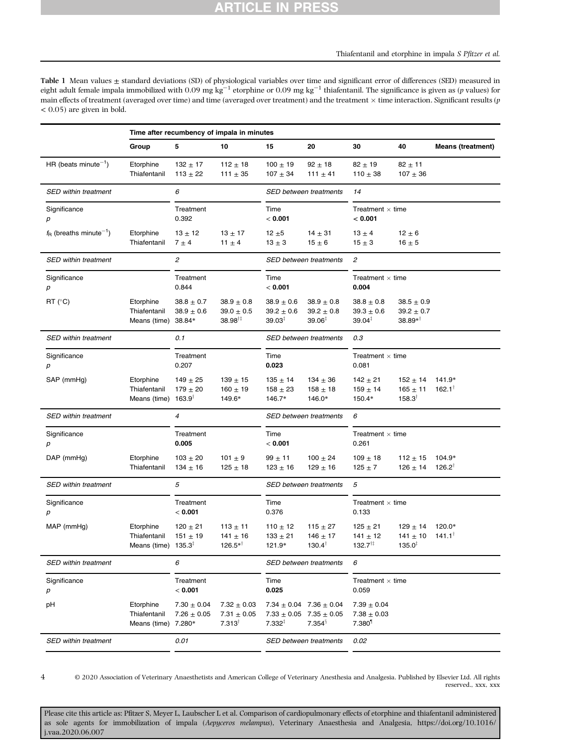**Table 1** Mean values ± standard deviations (SD) of physiological variables over time and significant error of differences (SED) measured in eight adult female impala immobilized with 0.09 mg kg$^{-1}$ etorphine or 0.09 mg kg$^{-1}$ thiafentanil. The significance is given as (*p* values) for main effects of treatment (averaged over time) and time (averaged over treatment) and the treatment × time interaction. Significant results ($p < 0.05$) are given in bold.

| | Time after recumbency of impala in minutes | | | | | | | |
|---|---|---|---|---|---|---|---|---|
| | **Group** | **5** | **10** | **15** | **20** | **30** | **40** | **Means (treatment)** |
| HR (beats minute$^{-1}$) | Etorphine | 132 ± 17 | 112 ± 18 | 100 ± 19 | 92 ± 18 | 82 ± 19 | 82 ± 11 | |
| | Thiafentanil | 113 ± 22 | 111 ± 35 | 107 ± 34 | 111 ± 41 | 110 ± 38 | 107 ± 36 | |
| *SED within treatment* | | *6* | | *SED between treatments* | | *14* | | |
| Significance *p* | | Treatment 0.392 | | Time **< 0.001** | | Treatment × time **< 0.001** | | |
| $f_R$ (breaths minute$^{-1}$) | Etorphine | 13 ± 12 | 13 ± 17 | 12 ±5 | 14 ± 31 | 13 ± 4 | 12 ± 6 | |
| | Thiafentanil | 7 ± 4 | 11 ± 4 | 13 ± 3 | 15 ± 6 | 15 ± 3 | 16 ± 5 | |
| *SED within treatment* | | *2* | | *SED between treatments* | | *2* | | |
| Significance *p* | | Treatment 0.844 | | Time **< 0.001** | | Treatment × time **0.004** | | |
| RT (°C) | Etorphine | 38.8 ± 0.7 | 38.9 ± 0.8 | 38.9 ± 0.6 | 38.9 ± 0.8 | 38.8 ± 0.8 | 38.5 ± 0.9 | |
| | Thiafentanil | 38.9 ± 0.6 | 39.0 ± 0.5 | 39.2 ± 0.6 | 39.2 ± 0.8 | 39.3 ± 0.6 | 39.2 ± 0.7 | |
| | Means (time) | 38.84* | 38.98[†‡] | 39.03[‡] | 39.06[‡] | 39.04[‡] | 38.89*[†] | |
| *SED within treatment* | | *0.1* | | *SED between treatments* | | *0.3* | | |
| Significance *p* | | Treatment 0.207 | | Time **0.023** | | Treatment × time 0.081 | | |
| SAP (mmHg) | Etorphine | 149 ± 25 | 139 ± 15 | 135 ± 14 | 134 ± 36 | 142 ± 21 | 152 ± 14 | 141.9* |
| | Thiafentanil | 179 ± 20 | 160 ± 19 | 158 ± 23 | 158 ± 18 | 159 ± 14 | 165 ± 11 | 162.1[†] |
| | Means (time) | 163.9[†] | 149.6* | 146.7* | 146.0* | 150.4* | 158.3[†] | |
| *SED within treatment* | | *4* | | *SED between treatments* | | *6* | | |
| Significance *p* | | Treatment **0.005** | | Time **< 0.001** | | Treatment × time 0.261 | | |
| DAP (mmHg) | Etorphine | 103 ± 20 | 101 ± 9 | 99 ± 11 | 100 ± 24 | 109 ± 18 | 112 ± 15 | 104.9* |
| | Thiafentanil | 134 ± 16 | 125 ± 18 | 123 ± 16 | 129 ± 16 | 125 ± 7 | 126 ± 14 | 126.2[†] |
| *SED within treatment* | | *5* | | *SED between treatments* | | *5* | | |
| Significance *p* | | Treatment **< 0.001** | | Time 0.376 | | Treatment × time 0.133 | | |
| MAP (mmHg) | Etorphine | 120 ± 21 | 113 ± 11 | 110 ± 12 | 115 ± 27 | 125 ± 21 | 129 ± 14 | 120.0* |
| | Thiafentanil | 151 ± 19 | 141 ± 16 | 133 ± 21 | 146 ± 17 | 141 ± 12 | 141 ± 10 | 141.1[†] |
| | Means (time) | 135.3[‡] | 126.5*[†] | 121.9* | 130.4[†] | 132.7[†‡] | 135.0[‡] | |
| *SED within treatment* | | *6* | | *SED between treatments* | | *6* | | |
| Significance *p* | | Treatment **< 0.001** | | Time **0.025** | | Treatment × time 0.059 | | |
| pH | Etorphine | 7.30 ± 0.04 | 7.32 ± 0.03 | 7.34 ± 0.04 | 7.36 ± 0.04 | 7.39 ± 0.04 | | |
| | Thiafentanil | 7.26 ± 0.05 | 7.31 ± 0.05 | 7.33 ± 0.05 | 7.35 ± 0.05 | 7.38 ± 0.03 | | |
| | Means (time) | 7.280* | 7.313[†] | 7.332[‡] | 7.354[§] | 7.380[¶] | | |
| *SED within treatment* | | *0.01* | | *SED between treatments* | | *0.02* | | |

Please cite this article as: Pfitzer S, Meyer L, Laubscher L et al. Comparison of cardiopulmonary effects of etorphine and thiafentanil administered as sole agents for immobilization of impala (*Aepyceros melampus*), Veterinary Anaesthesia and Analgesia, https://doi.org/10.1016/j.vaa.2020.06.007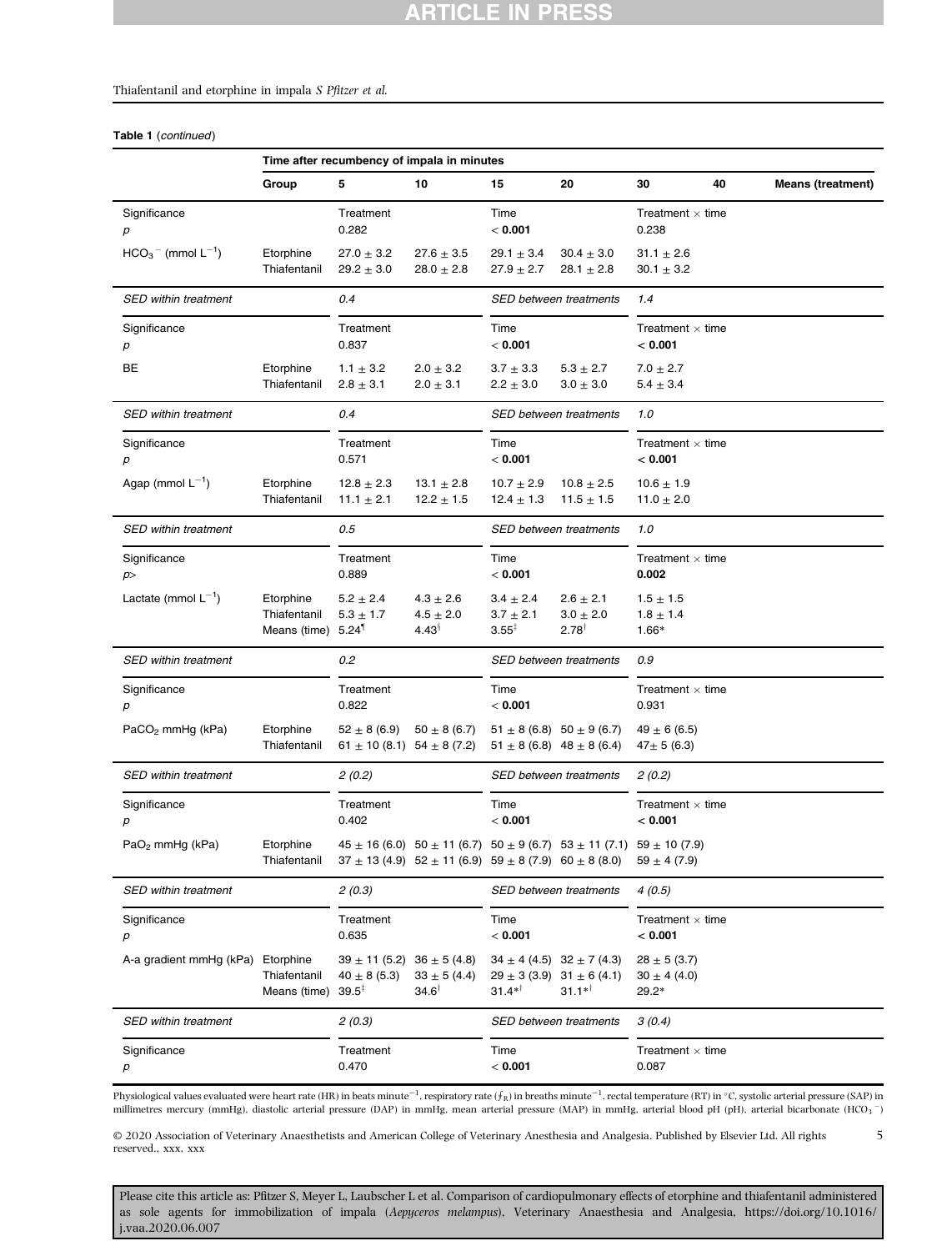**Table 1** (*continued*)

| | Time after recumbency of impala in minutes | | | | | | | |
|---|---|---|---|---|---|---|---|---|
| | Group | 5 | 10 | 15 | 20 | 30 | 40 | Means (treatment) |
| Significance<br>*p* | | Treatment<br>0.282 | | Time<br>< **0.001** | | Treatment × time<br>0.238 | | |
| $HCO_3^-$ (mmol $L^{-1}$) | Etorphine<br>Thiafentanil | 27.0 ± 3.2<br>29.2 ± 3.0 | 27.6 ± 3.5<br>28.0 ± 2.8 | 29.1 ± 3.4<br>27.9 ± 2.7 | 30.4 ± 3.0<br>28.1 ± 2.8 | 31.1 ± 2.6<br>30.1 ± 3.2 | | |
| *SED within treatment* | | *0.4* | | *SED between treatments* | | *1.4* | | |
| Significance<br>*p* | | Treatment<br>0.837 | | Time<br>< **0.001** | | Treatment × time<br>< **0.001** | | |
| BE | Etorphine<br>Thiafentanil | 1.1 ± 3.2<br>2.8 ± 3.1 | 2.0 ± 3.2<br>2.0 ± 3.1 | 3.7 ± 3.3<br>2.2 ± 3.0 | 5.3 ± 2.7<br>3.0 ± 3.0 | 7.0 ± 2.7<br>5.4 ± 3.4 | | |
| *SED within treatment* | | *0.4* | | *SED between treatments* | | *1.0* | | |
| Significance<br>*p* | | Treatment<br>0.571 | | Time<br>< **0.001** | | Treatment × time<br>< **0.001** | | |
| Agap (mmol $L^{-1}$) | Etorphine<br>Thiafentanil | 12.8 ± 2.3<br>11.1 ± 2.1 | 13.1 ± 2.8<br>12.2 ± 1.5 | 10.7 ± 2.9<br>12.4 ± 1.3 | 10.8 ± 2.5<br>11.5 ± 1.5 | 10.6 ± 1.9<br>11.0 ± 2.0 | | |
| *SED within treatment* | | *0.5* | | *SED between treatments* | | *1.0* | | |
| Significance<br>*p*> | | Treatment<br>0.889 | | Time<br>< **0.001** | | Treatment × time<br>**0.002** | | |
| Lactate (mmol $L^{-1}$) | Etorphine<br>Thiafentanil<br>Means (time) | 5.2 ± 2.4<br>5.3 ± 1.7<br>5.24[¶] | 4.3 ± 2.6<br>4.5 ± 2.0<br>4.43[§] | 3.4 ± 2.4<br>3.7 ± 2.1<br>3.55[‡] | 2.6 ± 2.1<br>3.0 ± 2.0<br>2.78[†] | 1.5 ± 1.5<br>1.8 ± 1.4<br>1.66* | | |
| *SED within treatment* | | *0.2* | | *SED between treatments* | | *0.9* | | |
| Significance<br>*p* | | Treatment<br>0.822 | | Time<br>< **0.001** | | Treatment × time<br>0.931 | | |
| $PaCO_2$ mmHg (kPa) | Etorphine<br>Thiafentanil | 52 ± 8 (6.9)<br>61 ± 10 (8.1) | 50 ± 8 (6.7)<br>54 ± 8 (7.2) | 51 ± 8 (6.8)<br>51 ± 8 (6.8) | 50 ± 9 (6.7)<br>48 ± 8 (6.4) | 49 ± 6 (6.5)<br>47± 5 (6.3) | | |
| *SED within treatment* | | *2 (0.2)* | | *SED between treatments* | | *2 (0.2)* | | |
| Significance<br>*p* | | Treatment<br>0.402 | | Time<br>< **0.001** | | Treatment × time<br>< **0.001** | | |
| $PaO_2$ mmHg (kPa) | Etorphine<br>Thiafentanil | 45 ± 16 (6.0)<br>37 ± 13 (4.9) | 50 ± 11 (6.7)<br>52 ± 11 (6.9) | 50 ± 9 (6.7)<br>59 ± 8 (7.9) | 53 ± 11 (7.1)<br>60 ± 8 (8.0) | 59 ± 10 (7.9)<br>59 ± 4 (7.9) | | |
| *SED within treatment* | | *2 (0.3)* | | *SED between treatments* | | *4 (0.5)* | | |
| Significance<br>*p* | | Treatment<br>0.635 | | Time<br>< **0.001** | | Treatment × time<br>< **0.001** | | |
| A-a gradient mmHg (kPa) | Etorphine<br>Thiafentanil<br>Means (time) | 39 ± 11 (5.2)<br>40 ± 8 (5.3)<br>39.5[‡] | 36 ± 5 (4.8)<br>33 ± 5 (4.4)<br>34.6[†] | 34 ± 4 (4.5)<br>29 ± 3 (3.9)<br>31.4*[†] | 32 ± 7 (4.3)<br>31 ± 6 (4.1)<br>31.1*[†] | 28 ± 5 (3.7)<br>30 ± 4 (4.0)<br>29.2* | | |
| *SED within treatment* | | *2 (0.3)* | | *SED between treatments* | | *3 (0.4)* | | |
| Significance<br>*p* | | Treatment<br>0.470 | | Time<br>< **0.001** | | Treatment × time<br>0.087 | | |

Physiological values evaluated were heart rate (HR) in beats minute$^{-1}$, respiratory rate ($f_R$) in breaths minute$^{-1}$, rectal temperature (RT) in °C, systolic arterial pressure (SAP) in millimetres mercury (mmHg), diastolic arterial pressure (DAP) in mmHg, mean arterial pressure (MAP) in mmHg, arterial blood pH (pH), arterial bicarbonate ($HCO_3^-$)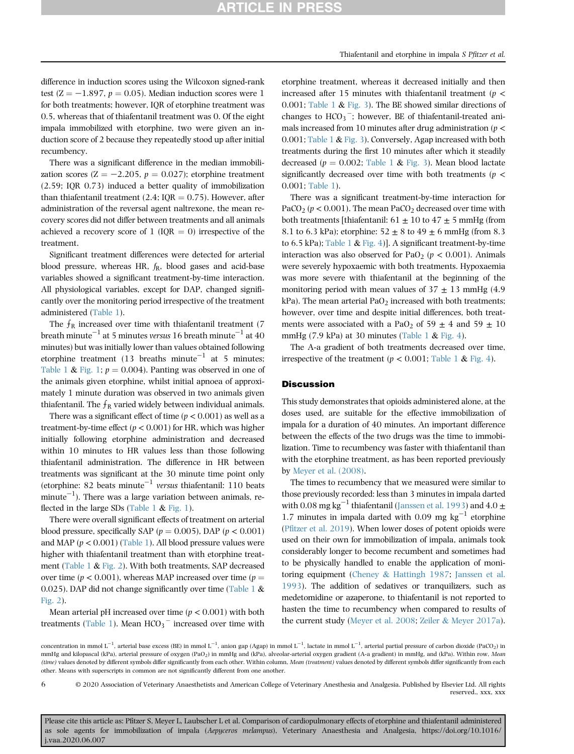difference in induction scores using the Wilcoxon signed-rank test ($Z = -1.897$, $p = 0.05$). Median induction scores were 1 for both treatments; however, IQR of etorphine treatment was 0.5, whereas that of thiafentanil treatment was 0. Of the eight impala immobilized with etorphine, two were given an induction score of 2 because they repeatedly stood up after initial recumbency.

There was a significant difference in the median immobilization scores ($Z = -2.205$, $p = 0.027$); etorphine treatment (2.59; IQR 0.73) induced a better quality of immobilization than thiafentanil treatment (2.4; IQR = 0.75). However, after administration of the reversal agent naltrexone, the mean recovery scores did not differ between treatments and all animals achieved a recovery score of 1 (IQR = 0) irrespective of the treatment.

Significant treatment differences were detected for arterial blood pressure, whereas HR, $f_R$, blood gases and acid-base variables showed a significant treatment-by-time interaction. All physiological variables, except for DAP, changed significantly over the monitoring period irrespective of the treatment administered (Table 1).

The $f_R$ increased over time with thiafentanil treatment (7 breath minute$^{-1}$ at 5 minutes *versus* 16 breath minute$^{-1}$ at 40 minutes) but was initially lower than values obtained following etorphine treatment (13 breaths minute$^{-1}$ at 5 minutes; Table 1 & Fig. 1; $p = 0.004$). Panting was observed in one of the animals given etorphine, whilst initial apnoea of approximately 1 minute duration was observed in two animals given thiafentanil. The $f_R$ varied widely between individual animals.

There was a significant effect of time ($p < 0.001$) as well as a treatment-by-time effect ($p < 0.001$) for HR, which was higher initially following etorphine administration and decreased within 10 minutes to HR values less than those following thiafentanil administration. The difference in HR between treatments was significant at the 30 minute time point only (etorphine: 82 beats minute$^{-1}$ *versus* thiafentanil: 110 beats minute$^{-1}$). There was a large variation between animals, reflected in the large SDs (Table 1 & Fig. 1).

There were overall significant effects of treatment on arterial blood pressure, specifically SAP ($p = 0.005$), DAP ($p < 0.001$) and MAP ($p < 0.001$) (Table 1). All blood pressure values were higher with thiafentanil treatment than with etorphine treatment (Table 1 & Fig. 2). With both treatments, SAP decreased over time ($p < 0.001$), whereas MAP increased over time ($p = 0.025$). DAP did not change significantly over time (Table 1 & Fig. 2).

Mean arterial pH increased over time ($p < 0.001$) with both treatments (Table 1). Mean $HCO_3^-$ increased over time with etorphine treatment, whereas it decreased initially and then increased after 15 minutes with thiafentanil treatment ($p < 0.001$; Table 1 & Fig. 3). The BE showed similar directions of changes to $HCO_3^-$; however, BE of thiafentanil-treated animals increased from 10 minutes after drug administration ($p < 0.001$; Table 1 & Fig. 3). Conversely, Agap increased with both treatments during the first 10 minutes after which it steadily decreased ($p = 0.002$; Table 1 & Fig. 3). Mean blood lactate significantly decreased over time with both treatments ($p < 0.001$; Table 1).

There was a significant treatment-by-time interaction for $PaCO_2$ ($p < 0.001$). The mean $PaCO_2$ decreased over time with both treatments [thiafentanil: $61 \pm 10$ to $47 \pm 5$ mmHg (from 8.1 to 6.3 kPa); etorphine: $52 \pm 8$ to $49 \pm 6$ mmHg (from 8.3 to 6.5 kPa); Table 1 & Fig. 4)]. A significant treatment-by-time interaction was also observed for $PaO_2$ ($p < 0.001$). Animals were severely hypoxaemic with both treatments. Hypoxaemia was more severe with thiafentanil at the beginning of the monitoring period with mean values of $37 \pm 13$ mmHg (4.9 kPa). The mean arterial $PaO_2$ increased with both treatments; however, over time and despite initial differences, both treatments were associated with a $PaO_2$ of $59 \pm 4$ and $59 \pm 10$ mmHg (7.9 kPa) at 30 minutes (Table 1 & Fig. 4).

The A-a gradient of both treatments decreased over time, irrespective of the treatment ($p < 0.001$; Table 1 & Fig. 4).

## Discussion

This study demonstrates that opioids administered alone, at the doses used, are suitable for the effective immobilization of impala for a duration of 40 minutes. An important difference between the effects of the two drugs was the time to immobilization. Time to recumbency was faster with thiafentanil than with the etorphine treatment, as has been reported previously by Meyer et al. (2008).

The times to recumbency that we measured were similar to those previously recorded: less than 3 minutes in impala darted with 0.08 mg kg$^{-1}$ thiafentanil (Janssen et al. 1993) and $4.0 \pm 1.7$ minutes in impala darted with 0.09 mg kg$^{-1}$ etorphine (Pfitzer et al. 2019). When lower doses of potent opioids were used on their own for immobilization of impala, animals took considerably longer to become recumbent and sometimes had to be physically handled to enable the application of monitoring equipment (Cheney & Hattingh 1987; Janssen et al. 1993). The addition of sedatives or tranquilizers, such as medetomidine or azaperone, to thiafentanil is not reported to hasten the time to recumbency when compared to results of the current study (Meyer et al. 2008; Zeiler & Meyer 2017a).

concentration in mmol L$^{-1}$, arterial base excess (BE) in mmol L$^{-1}$, anion gap (Agap) in mmol L$^{-1}$, lactate in mmol L$^{-1}$, arterial partial pressure of carbon dioxide ($PaCO_2$) in mmHg and kilopascal (kPa), arterial pressure of oxygen ($PaO_2$) in mmHg and (kPa), alveolar-arterial oxygen gradient (A-a gradient) in mmHg, and (kPa). Within row, *Mean (time)* values denoted by different symbols differ significantly from each other. Within column, *Mean (treatment)* values denoted by different symbols differ significantly from each other. Means with superscripts in common are not significantly different from one another.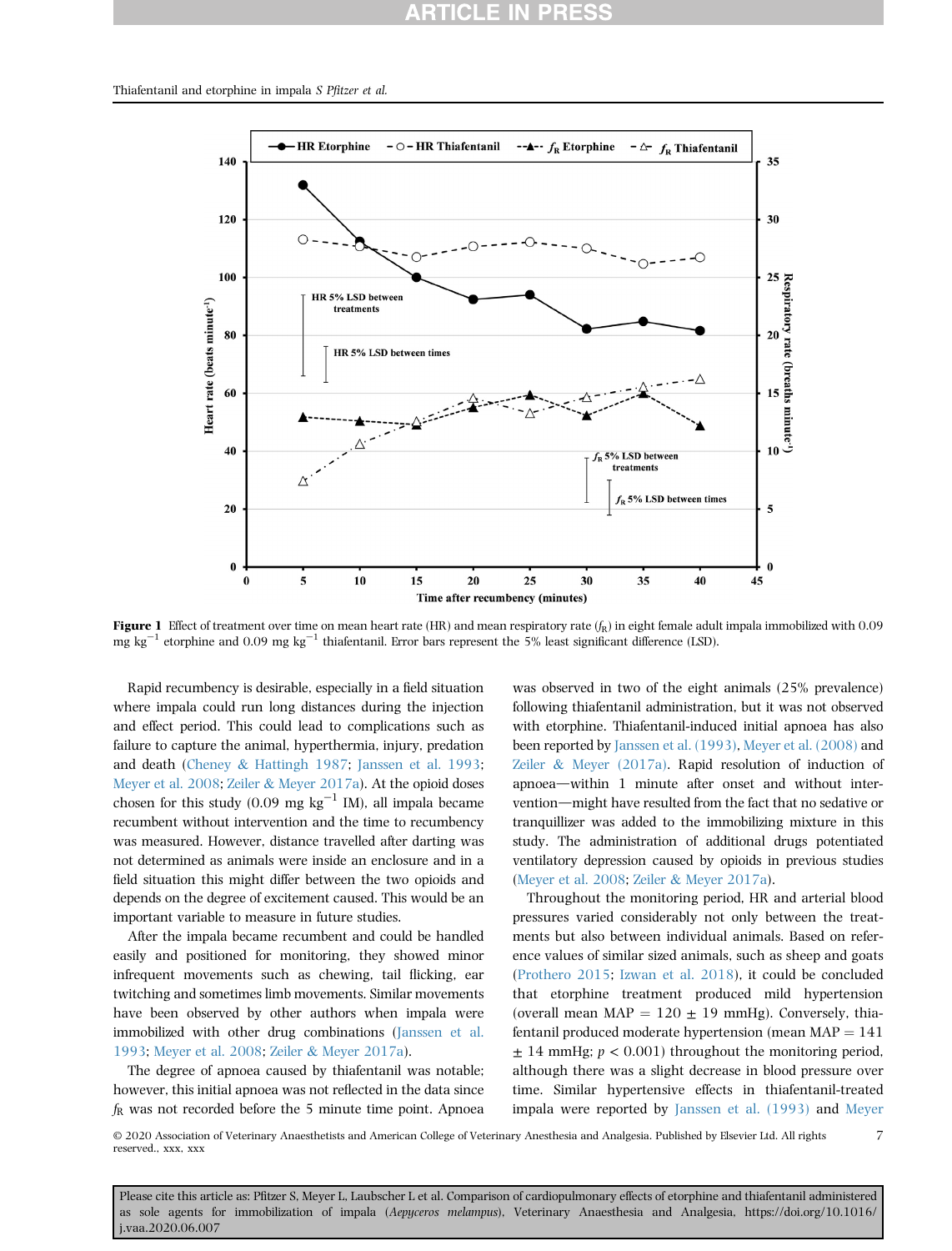Figure 1 Effect of treatment over time on mean heart rate (HR) and mean respiratory rate ($f_R$) in eight female adult impala immobilized with 0.09 mg kg$^{-1}$ etorphine and 0.09 mg kg$^{-1}$ thiafentanil. Error bars represent the 5% least significant difference (LSD).

Rapid recumbency is desirable, especially in a field situation where impala could run long distances during the injection and effect period. This could lead to complications such as failure to capture the animal, hyperthermia, injury, predation and death (Cheney & Hattingh 1987; Janssen et al. 1993; Meyer et al. 2008; Zeiler & Meyer 2017a). At the opioid doses chosen for this study (0.09 mg kg$^{-1}$ IM), all impala became recumbent without intervention and the time to recumbency was measured. However, distance travelled after darting was not determined as animals were inside an enclosure and in a field situation this might differ between the two opioids and depends on the degree of excitement caused. This would be an important variable to measure in future studies.

After the impala became recumbent and could be handled easily and positioned for monitoring, they showed minor infrequent movements such as chewing, tail flicking, ear twitching and sometimes limb movements. Similar movements have been observed by other authors when impala were immobilized with other drug combinations (Janssen et al. 1993; Meyer et al. 2008; Zeiler & Meyer 2017a).

The degree of apnoea caused by thiafentanil was notable; however, this initial apnoea was not reflected in the data since $f_R$ was not recorded before the 5 minute time point. Apnoea was observed in two of the eight animals (25% prevalence) following thiafentanil administration, but it was not observed with etorphine. Thiafentanil-induced initial apnoea has also been reported by Janssen et al. (1993), Meyer et al. (2008) and Zeiler & Meyer (2017a). Rapid resolution of induction of apnoea—within 1 minute after onset and without intervention—might have resulted from the fact that no sedative or tranquillizer was added to the immobilizing mixture in this study. The administration of additional drugs potentiated ventilatory depression caused by opioids in previous studies (Meyer et al. 2008; Zeiler & Meyer 2017a).

Throughout the monitoring period, HR and arterial blood pressures varied considerably not only between the treatments but also between individual animals. Based on reference values of similar sized animals, such as sheep and goats (Prothero 2015; Izwan et al. 2018), it could be concluded that etorphine treatment produced mild hypertension (overall mean MAP = 120 ± 19 mmHg). Conversely, thiafentanil produced moderate hypertension (mean MAP = 141 ± 14 mmHg; $p < 0.001$) throughout the monitoring period, although there was a slight decrease in blood pressure over time. Similar hypertensive effects in thiafentanil-treated impala were reported by Janssen et al. (1993) and Meyer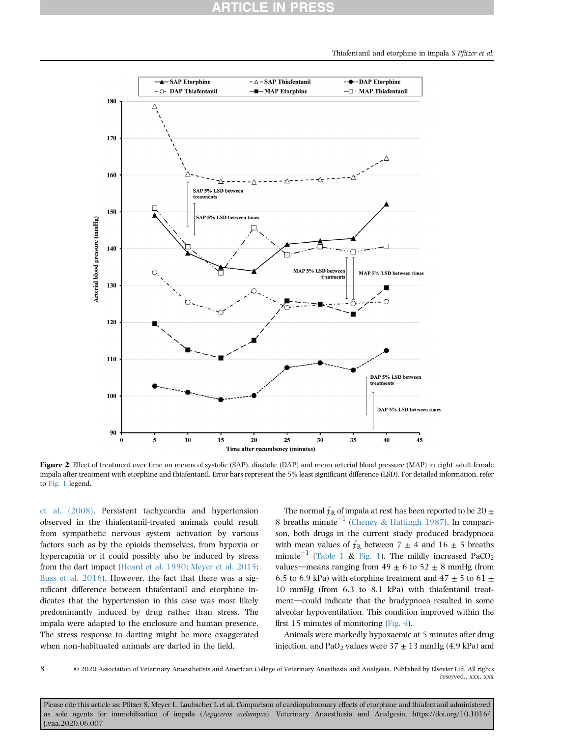**Figure 2** Effect of treatment over time on means of systolic (SAP), diastolic (DAP) and mean arterial blood pressure (MAP) in eight adult female impala after treatment with etorphine and thiafentanil. Error bars represent the 5% least significant difference (LSD). For detailed information, refer to Fig. 1 legend.

et al. (2008). Persistent tachycardia and hypertension observed in the thiafentanil-treated animals could result from sympathetic nervous system activation by various factors such as by the opioids themselves, from hypoxia or hypercapnia or it could possibly also be induced by stress from the dart impact (Heard et al. 1990; Meyer et al. 2015; Buss et al. 2016). However, the fact that there was a significant difference between thiafentanil and etorphine indicates that the hypertension in this case was most likely predominantly induced by drug rather than stress. The impala were adapted to the enclosure and human presence. The stress response to darting might be more exaggerated when non-habituated animals are darted in the field.

The normal $f_R$ of impala at rest has been reported to be $20 \pm 8$ breaths minute$^{-1}$ (Cheney & Hattingh 1987). In comparison, both drugs in the current study produced bradypnoea with mean values of $f_R$ between $7 \pm 4$ and $16 \pm 5$ breaths minute$^{-1}$ (Table 1 & Fig. 1). The mildly increased $PaCO_2$ values—means ranging from $49 \pm 6$ to $52 \pm 8$ mmHg (from 6.5 to 6.9 kPa) with etorphine treatment and $47 \pm 5$ to $61 \pm 10$ mmHg (from 6.3 to 8.1 kPa) with thiafentanil treatment—could indicate that the bradypnoea resulted in some alveolar hypoventilation. This condition improved within the first 15 minutes of monitoring (Fig. 4).

Animals were markedly hypoxaemic at 5 minutes after drug injection, and $PaO_2$ values were $37 \pm 13$ mmHg (4.9 kPa) and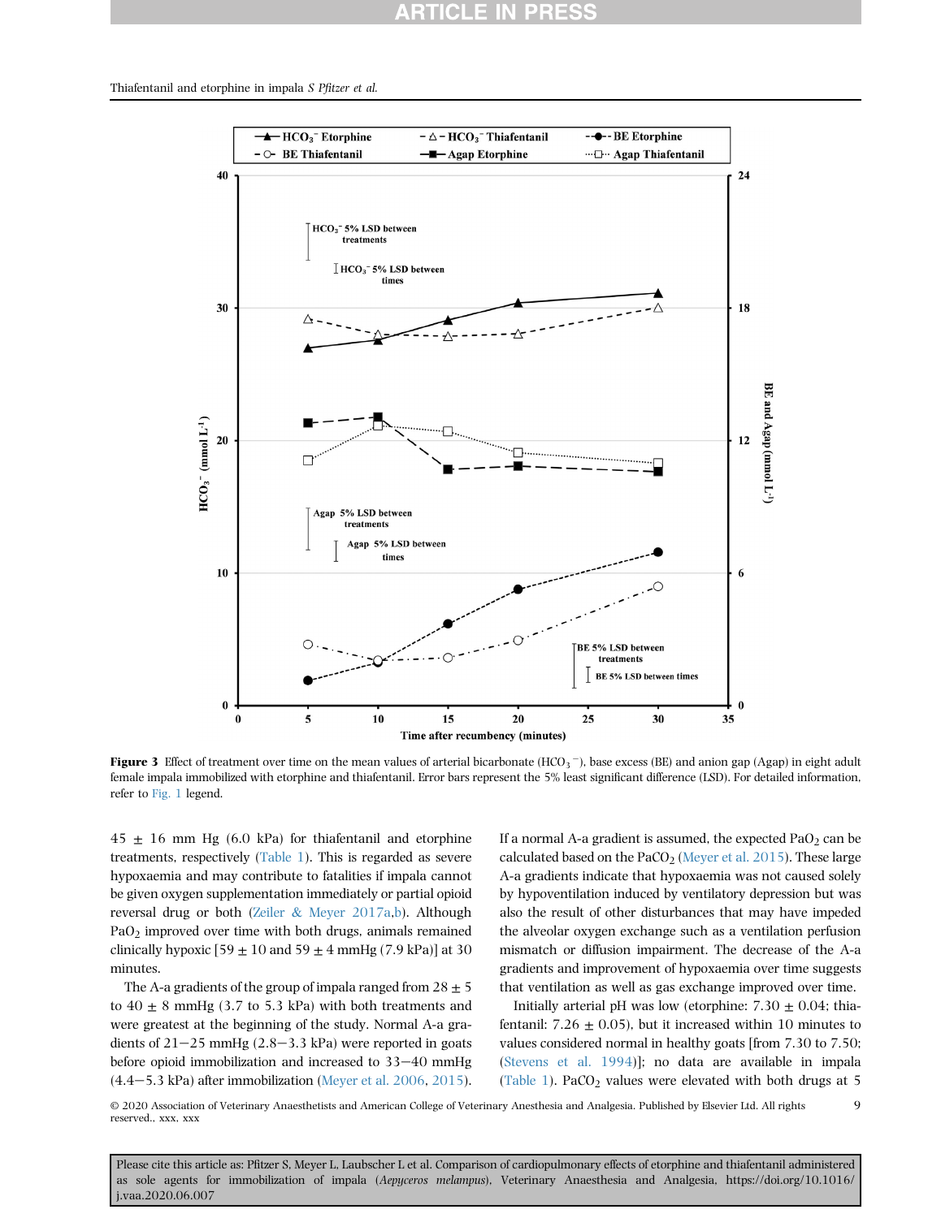Figure 3 Effect of treatment over time on the mean values of arterial bicarbonate ($HCO_3^-$), base excess (BE) and anion gap (Agap) in eight adult female impala immobilized with etorphine and thiafentanil. Error bars represent the 5% least significant difference (LSD). For detailed information, refer to Fig. 1 legend.

45 ± 16 mm Hg (6.0 kPa) for thiafentanil and etorphine treatments, respectively (Table 1). This is regarded as severe hypoxaemia and may contribute to fatalities if impala cannot be given oxygen supplementation immediately or partial opioid reversal drug or both (Zeiler & Meyer 2017a,b). Although $PaO_2$ improved over time with both drugs, animals remained clinically hypoxic [59 ± 10 and 59 ± 4 mmHg (7.9 kPa)] at 30 minutes.

The A-a gradients of the group of impala ranged from 28 ± 5 to 40 ± 8 mmHg (3.7 to 5.3 kPa) with both treatments and were greatest at the beginning of the study. Normal A-a gradients of 21−25 mmHg (2.8−3.3 kPa) were reported in goats before opioid immobilization and increased to 33−40 mmHg (4.4−5.3 kPa) after immobilization (Meyer et al. 2006, 2015). If a normal A-a gradient is assumed, the expected $PaO_2$ can be calculated based on the $PaCO_2$ (Meyer et al. 2015). These large A-a gradients indicate that hypoxaemia was not caused solely by hypoventilation induced by ventilatory depression but was also the result of other disturbances that may have impeded the alveolar oxygen exchange such as a ventilation perfusion mismatch or diffusion impairment. The decrease of the A-a gradients and improvement of hypoxaemia over time suggests that ventilation as well as gas exchange improved over time.

Initially arterial pH was low (etorphine: 7.30 ± 0.04; thiafentanil: 7.26 ± 0.05), but it increased within 10 minutes to values considered normal in healthy goats [from 7.30 to 7.50; (Stevens et al. 1994)]; no data are available in impala (Table 1). $PaCO_2$ values were elevated with both drugs at 5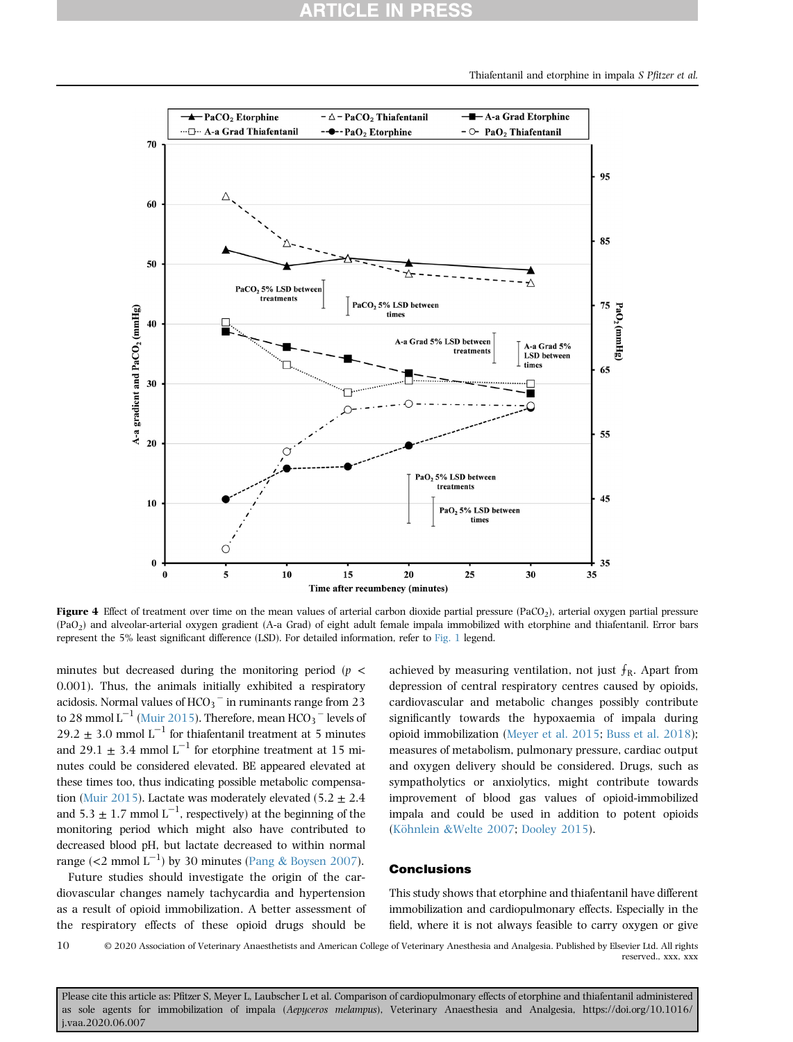**Figure 4** Effect of treatment over time on the mean values of arterial carbon dioxide partial pressure ($PaCO_2$), arterial oxygen partial pressure ($PaO_2$) and alveolar-arterial oxygen gradient (A-a Grad) of eight adult female impala immobilized with etorphine and thiafentanil. Error bars represent the 5% least significant difference (LSD). For detailed information, refer to Fig. 1 legend.

minutes but decreased during the monitoring period ($p < 0.001$). Thus, the animals initially exhibited a respiratory acidosis. Normal values of $HCO_3^-$ in ruminants range from 23 to 28 mmol $L^{-1}$ (Muir 2015). Therefore, mean $HCO_3^-$ levels of $29.2 \pm 3.0$ mmol $L^{-1}$ for thiafentanil treatment at 5 minutes and $29.1 \pm 3.4$ mmol $L^{-1}$ for etorphine treatment at 15 minutes could be considered elevated. BE appeared elevated at these times too, thus indicating possible metabolic compensation (Muir 2015). Lactate was moderately elevated ($5.2 \pm 2.4$ and $5.3 \pm 1.7$ mmol $L^{-1}$, respectively) at the beginning of the monitoring period which might also have contributed to decreased blood pH, but lactate decreased to within normal range (<2 mmol $L^{-1}$) by 30 minutes (Pang & Boysen 2007).

Future studies should investigate the origin of the cardiovascular changes namely tachycardia and hypertension as a result of opioid immobilization. A better assessment of the respiratory effects of these opioid drugs should be achieved by measuring ventilation, not just $f_R$. Apart from depression of central respiratory centres caused by opioids, cardiovascular and metabolic changes possibly contribute significantly towards the hypoxaemia of impala during opioid immobilization (Meyer et al. 2015; Buss et al. 2018); measures of metabolism, pulmonary pressure, cardiac output and oxygen delivery should be considered. Drugs, such as sympatholytics or anxiolytics, might contribute towards improvement of blood gas values of opioid-immobilized impala and could be used in addition to potent opioids (Köhnlein &Welte 2007; Dooley 2015).

## Conclusions

This study shows that etorphine and thiafentanil have different immobilization and cardiopulmonary effects. Especially in the field, where it is not always feasible to carry oxygen or give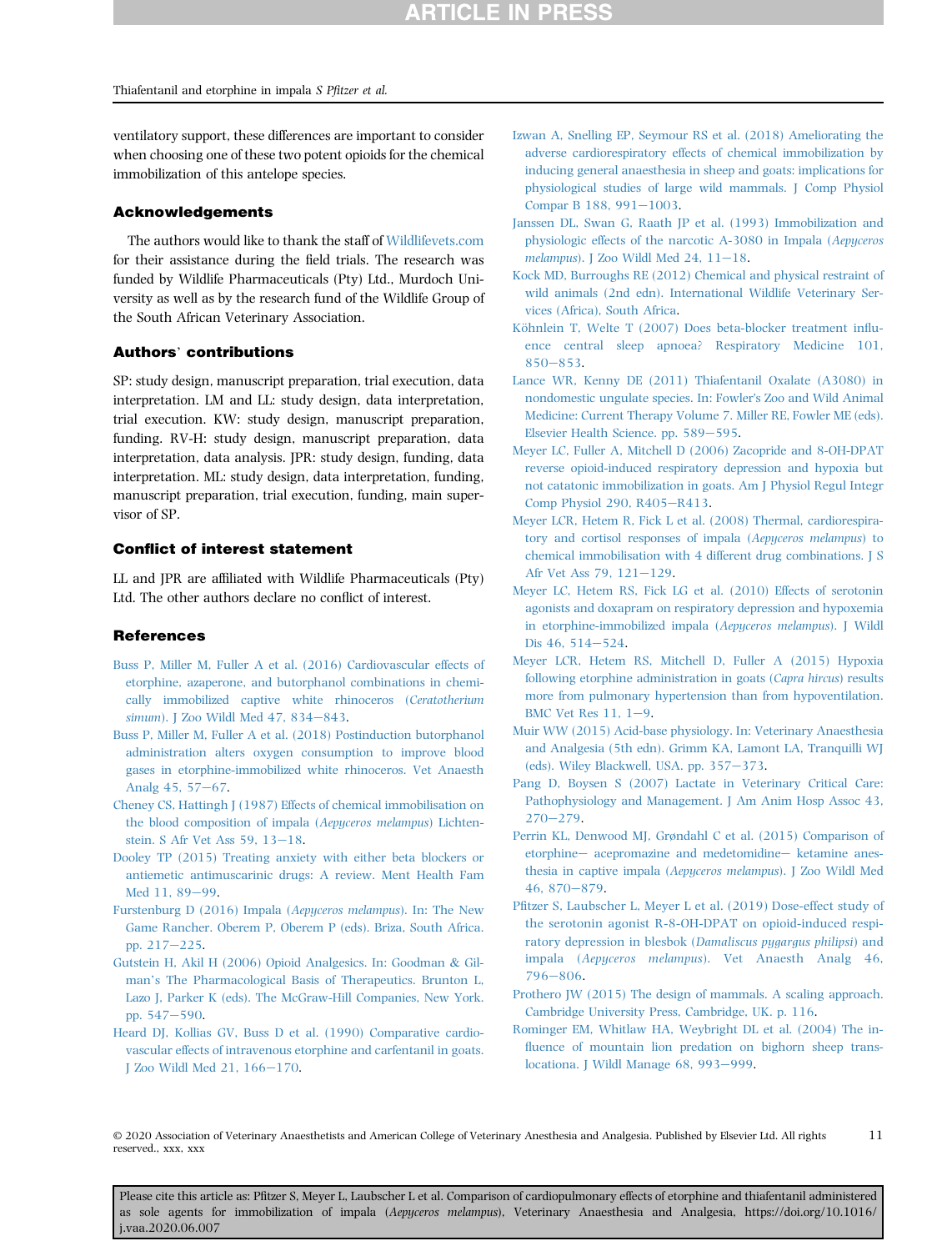ventilatory support, these differences are important to consider when choosing one of these two potent opioids for the chemical immobilization of this antelope species.

## Acknowledgements

The authors would like to thank the staff of Wildlifevets.com for their assistance during the field trials. The research was funded by Wildlife Pharmaceuticals (Pty) Ltd., Murdoch University as well as by the research fund of the Wildlife Group of the South African Veterinary Association.

## Authors' contributions

SP: study design, manuscript preparation, trial execution, data interpretation. LM and LL: study design, data interpretation, trial execution. KW: study design, manuscript preparation, funding. RV-H: study design, manuscript preparation, data interpretation, data analysis. JPR: study design, funding, data interpretation. ML: study design, data interpretation, funding, manuscript preparation, trial execution, funding, main supervisor of SP.

## Conflict of interest statement

LL and JPR are affiliated with Wildlife Pharmaceuticals (Pty) Ltd. The other authors declare no conflict of interest.

## References

Buss P, Miller M, Fuller A et al. (2016) Cardiovascular effects of etorphine, azaperone, and butorphanol combinations in chemically immobilized captive white rhinoceros (*Ceratotherium simum*). J Zoo Wildl Med 47, 834−843.

Buss P, Miller M, Fuller A et al. (2018) Postinduction butorphanol administration alters oxygen consumption to improve blood gases in etorphine-immobilized white rhinoceros. Vet Anaesth Analg 45, 57−67.

Cheney CS, Hattingh J (1987) Effects of chemical immobilisation on the blood composition of impala (*Aepyceros melampus*) Lichtenstein. S Afr Vet Ass 59, 13−18.

Dooley TP (2015) Treating anxiety with either beta blockers or antiemetic antimuscarinic drugs: A review. Ment Health Fam Med 11, 89−99.

Furstenburg D (2016) Impala (*Aepyceros melampus*). In: The New Game Rancher. Oberem P, Oberem P (eds). Briza, South Africa. pp. 217−225.

Gutstein H, Akil H (2006) Opioid Analgesics. In: Goodman & Gilman's The Pharmacological Basis of Therapeutics. Brunton L, Lazo J, Parker K (eds). The McGraw-Hill Companies, New York. pp. 547−590.

Heard DJ, Kollias GV, Buss D et al. (1990) Comparative cardiovascular effects of intravenous etorphine and carfentanil in goats. J Zoo Wildl Med 21, 166−170.

Izwan A, Snelling EP, Seymour RS et al. (2018) Ameliorating the adverse cardiorespiratory effects of chemical immobilization by inducing general anaesthesia in sheep and goats: implications for physiological studies of large wild mammals. J Comp Physiol Compar B 188, 991−1003.

Janssen DL, Swan G, Raath JP et al. (1993) Immobilization and physiologic effects of the narcotic A-3080 in Impala (*Aepyceros melampus*). J Zoo Wildl Med 24, 11−18.

Kock MD, Burroughs RE (2012) Chemical and physical restraint of wild animals (2nd edn). International Wildlife Veterinary Services (Africa), South Africa.

Köhnlein T, Welte T (2007) Does beta-blocker treatment influence central sleep apnoea? Respiratory Medicine 101, 850−853.

Lance WR, Kenny DE (2011) Thiafentanil Oxalate (A3080) in nondomestic ungulate species. In: Fowler's Zoo and Wild Animal Medicine: Current Therapy Volume 7. Miller RE, Fowler ME (eds). Elsevier Health Science. pp. 589−595.

Meyer LC, Fuller A, Mitchell D (2006) Zacopride and 8-OH-DPAT reverse opioid-induced respiratory depression and hypoxia but not catatonic immobilization in goats. Am J Physiol Regul Integr Comp Physiol 290, R405−R413.

Meyer LCR, Hetem R, Fick L et al. (2008) Thermal, cardiorespiratory and cortisol responses of impala (*Aepyceros melampus*) to chemical immobilisation with 4 different drug combinations. J S Afr Vet Ass 79, 121−129.

Meyer LC, Hetem RS, Fick LG et al. (2010) Effects of serotonin agonists and doxapram on respiratory depression and hypoxemia in etorphine-immobilized impala (*Aepyceros melampus*). J Wildl Dis 46, 514−524.

Meyer LCR, Hetem RS, Mitchell D, Fuller A (2015) Hypoxia following etorphine administration in goats (*Capra hircus*) results more from pulmonary hypertension than from hypoventilation. BMC Vet Res 11, 1−9.

Muir WW (2015) Acid-base physiology. In: Veterinary Anaesthesia and Analgesia (5th edn). Grimm KA, Lamont LA, Tranquilli WJ (eds). Wiley Blackwell, USA. pp. 357−373.

Pang D, Boysen S (2007) Lactate in Veterinary Critical Care: Pathophysiology and Management. J Am Anim Hosp Assoc 43, 270−279.

Perrin KL, Denwood MJ, Grøndahl C et al. (2015) Comparison of etorphine− acepromazine and medetomidine− ketamine anesthesia in captive impala (*Aepyceros melampus*). J Zoo Wildl Med 46, 870−879.

Pfitzer S, Laubscher L, Meyer L et al. (2019) Dose-effect study of the serotonin agonist R-8-OH-DPAT on opioid-induced respiratory depression in blesbok (*Damaliscus pygargus philipsi*) and impala (*Aepyceros melampus*). Vet Anaesth Analg 46, 796−806.

Prothero JW (2015) The design of mammals. A scaling approach. Cambridge University Press, Cambridge, UK. p. 116.

Rominger EM, Whitlaw HA, Weybright DL et al. (2004) The influence of mountain lion predation on bighorn sheep translocationa. J Wildl Manage 68, 993−999.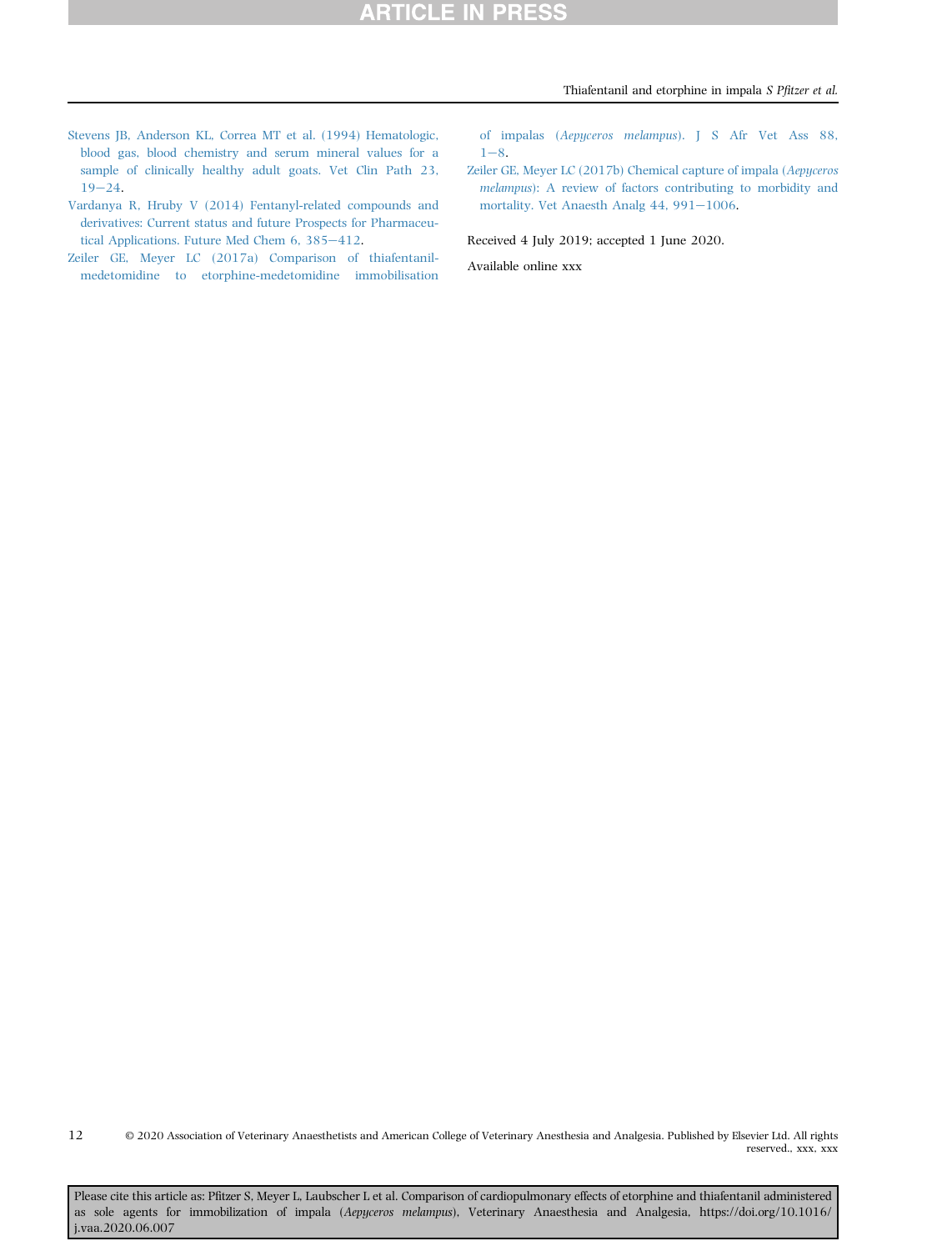Stevens JB, Anderson KL, Correa MT et al. (1994) Hematologic, blood gas, blood chemistry and serum mineral values for a sample of clinically healthy adult goats. Vet Clin Path 23, 19–24.

Vardanya R, Hruby V (2014) Fentanyl-related compounds and derivatives: Current status and future Prospects for Pharmaceutical Applications. Future Med Chem 6, 385–412.

Zeiler GE, Meyer LC (2017a) Comparison of thiafentanil-medetomidine to etorphine-medetomidine immobilisation of impalas (*Aepyceros melampus*). J S Afr Vet Ass 88, 1–8.

Zeiler GE, Meyer LC (2017b) Chemical capture of impala (*Aepyceros melampus*): A review of factors contributing to morbidity and mortality. Vet Anaesth Analg 44, 991–1006.

Received 4 July 2019; accepted 1 June 2020.

Available online xxx

© 2020 Association of Veterinary Anaesthetists and American College of Veterinary Anesthesia and Analgesia. Published by Elsevier Ltd. All rights reserved., xxx, xxx

Please cite this article as: Pfitzer S, Meyer L, Laubscher L et al. Comparison of cardiopulmonary effects of etorphine and thiafentanil administered as sole agents for immobilization of impala (*Aepyceros melampus*), Veterinary Anaesthesia and Analgesia, https://doi.org/10.1016/j.vaa.2020.06.007